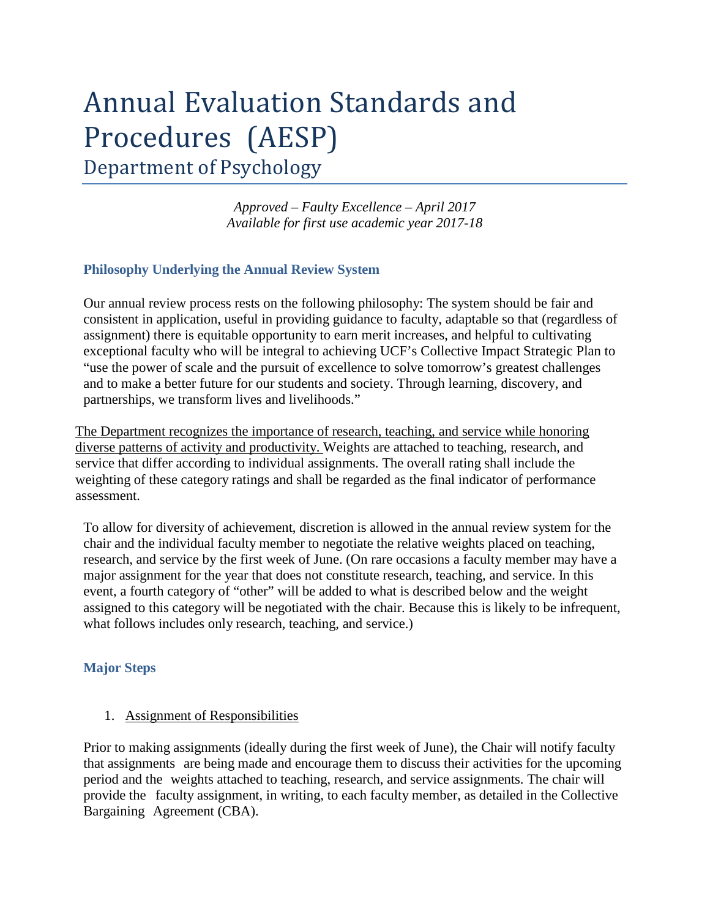# Annual Evaluation Standards and Procedures (AESP)

## Department of Psychology

*Approved – Faulty Excellence – April 2017*
*Available for first use academic year 2017-18*

### Philosophy Underlying the Annual Review System

Our annual review process rests on the following philosophy: The system should be fair and consistent in application, useful in providing guidance to faculty, adaptable so that (regardless of assignment) there is equitable opportunity to earn merit increases, and helpful to cultivating exceptional faculty who will be integral to achieving UCF's Collective Impact Strategic Plan to "use the power of scale and the pursuit of excellence to solve tomorrow's greatest challenges and to make a better future for our students and society. Through learning, discovery, and partnerships, we transform lives and livelihoods."

<u>The Department recognizes the importance of research, teaching, and service while honoring diverse patterns of activity and productivity.</u> Weights are attached to teaching, research, and service that differ according to individual assignments. The overall rating shall include the weighting of these category ratings and shall be regarded as the final indicator of performance assessment.

To allow for diversity of achievement, discretion is allowed in the annual review system for the chair and the individual faculty member to negotiate the relative weights placed on teaching, research, and service by the first week of June. (On rare occasions a faculty member may have a major assignment for the year that does not constitute research, teaching, and service. In this event, a fourth category of "other" will be added to what is described below and the weight assigned to this category will be negotiated with the chair. Because this is likely to be infrequent, what follows includes only research, teaching, and service.)

### Major Steps

1. <u>Assignment of Responsibilities</u>

Prior to making assignments (ideally during the first week of June), the Chair will notify faculty that assignments are being made and encourage them to discuss their activities for the upcoming period and the weights attached to teaching, research, and service assignments. The chair will provide the faculty assignment, in writing, to each faculty member, as detailed in the Collective Bargaining Agreement (CBA).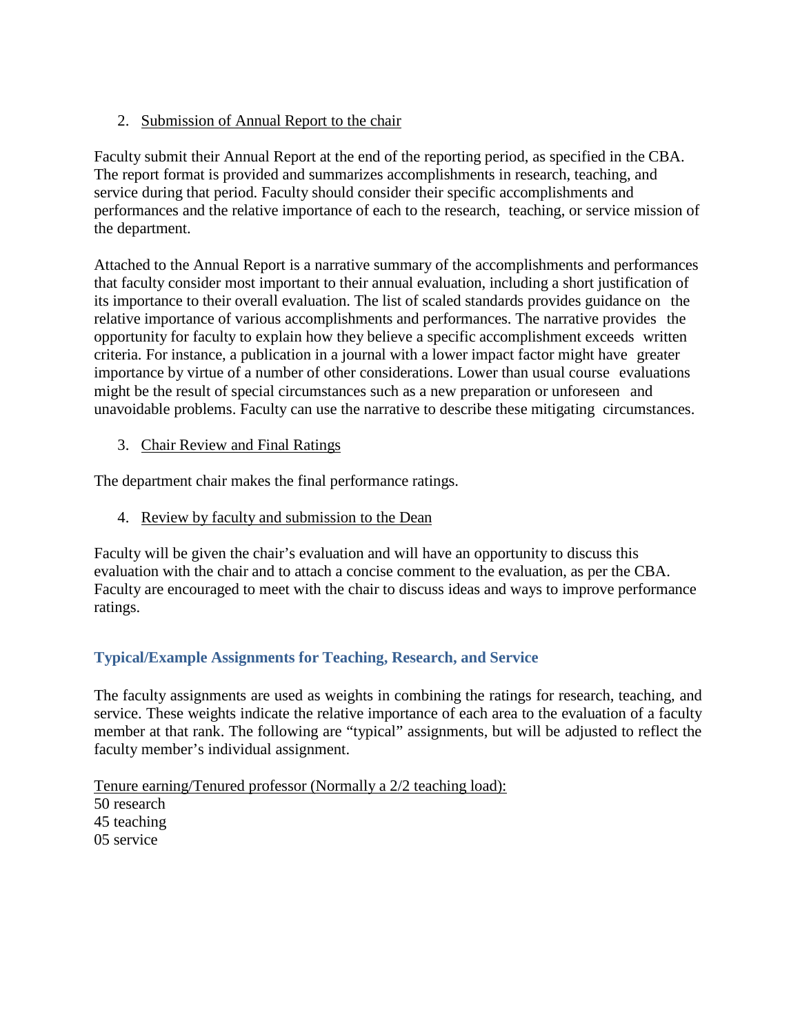2. <u>Submission of Annual Report to the chair</u>

Faculty submit their Annual Report at the end of the reporting period, as specified in the CBA. The report format is provided and summarizes accomplishments in research, teaching, and service during that period. Faculty should consider their specific accomplishments and performances and the relative importance of each to the research, teaching, or service mission of the department.

Attached to the Annual Report is a narrative summary of the accomplishments and performances that faculty consider most important to their annual evaluation, including a short justification of its importance to their overall evaluation. The list of scaled standards provides guidance on the relative importance of various accomplishments and performances. The narrative provides the opportunity for faculty to explain how they believe a specific accomplishment exceeds written criteria. For instance, a publication in a journal with a lower impact factor might have greater importance by virtue of a number of other considerations. Lower than usual course evaluations might be the result of special circumstances such as a new preparation or unforeseen and unavoidable problems. Faculty can use the narrative to describe these mitigating circumstances.

3. <u>Chair Review and Final Ratings</u>

The department chair makes the final performance ratings.

4. <u>Review by faculty and submission to the Dean</u>

Faculty will be given the chair's evaluation and will have an opportunity to discuss this evaluation with the chair and to attach a concise comment to the evaluation, as per the CBA. Faculty are encouraged to meet with the chair to discuss ideas and ways to improve performance ratings.

### Typical/Example Assignments for Teaching, Research, and Service

The faculty assignments are used as weights in combining the ratings for research, teaching, and service. These weights indicate the relative importance of each area to the evaluation of a faculty member at that rank. The following are "typical" assignments, but will be adjusted to reflect the faculty member's individual assignment.

<u>Tenure earning/Tenured professor (Normally a 2/2 teaching load):</u>
50 research
45 teaching
05 service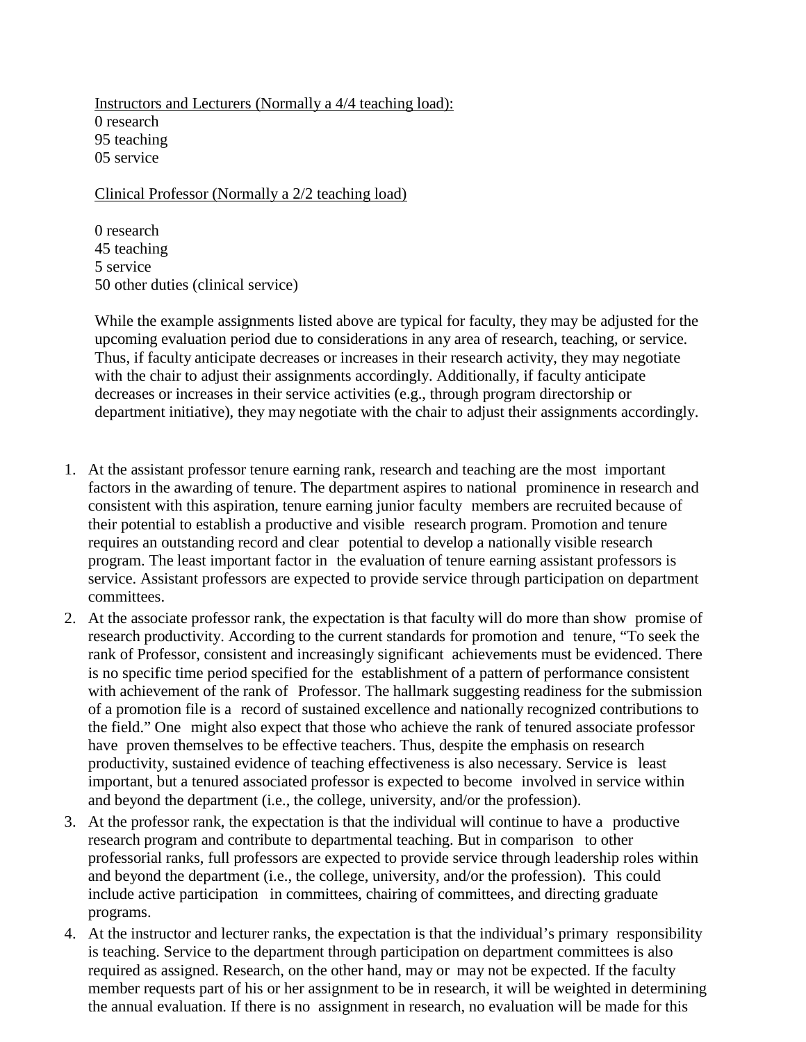Instructors and Lecturers (Normally a 4/4 teaching load):
0 research
95 teaching
05 service

Clinical Professor (Normally a 2/2 teaching load)

0 research
45 teaching
5 service
50 other duties (clinical service)

While the example assignments listed above are typical for faculty, they may be adjusted for the upcoming evaluation period due to considerations in any area of research, teaching, or service. Thus, if faculty anticipate decreases or increases in their research activity, they may negotiate with the chair to adjust their assignments accordingly. Additionally, if faculty anticipate decreases or increases in their service activities (e.g., through program directorship or department initiative), they may negotiate with the chair to adjust their assignments accordingly.

1. At the assistant professor tenure earning rank, research and teaching are the most important factors in the awarding of tenure. The department aspires to national prominence in research and consistent with this aspiration, tenure earning junior faculty members are recruited because of their potential to establish a productive and visible research program. Promotion and tenure requires an outstanding record and clear potential to develop a nationally visible research program. The least important factor in the evaluation of tenure earning assistant professors is service. Assistant professors are expected to provide service through participation on department committees.
2. At the associate professor rank, the expectation is that faculty will do more than show promise of research productivity. According to the current standards for promotion and tenure, "To seek the rank of Professor, consistent and increasingly significant achievements must be evidenced. There is no specific time period specified for the establishment of a pattern of performance consistent with achievement of the rank of Professor. The hallmark suggesting readiness for the submission of a promotion file is a record of sustained excellence and nationally recognized contributions to the field." One might also expect that those who achieve the rank of tenured associate professor have proven themselves to be effective teachers. Thus, despite the emphasis on research productivity, sustained evidence of teaching effectiveness is also necessary. Service is least important, but a tenured associated professor is expected to become involved in service within and beyond the department (i.e., the college, university, and/or the profession).
3. At the professor rank, the expectation is that the individual will continue to have a productive research program and contribute to departmental teaching. But in comparison to other professorial ranks, full professors are expected to provide service through leadership roles within and beyond the department (i.e., the college, university, and/or the profession). This could include active participation in committees, chairing of committees, and directing graduate programs.
4. At the instructor and lecturer ranks, the expectation is that the individual's primary responsibility is teaching. Service to the department through participation on department committees is also required as assigned. Research, on the other hand, may or may not be expected. If the faculty member requests part of his or her assignment to be in research, it will be weighted in determining the annual evaluation. If there is no assignment in research, no evaluation will be made for this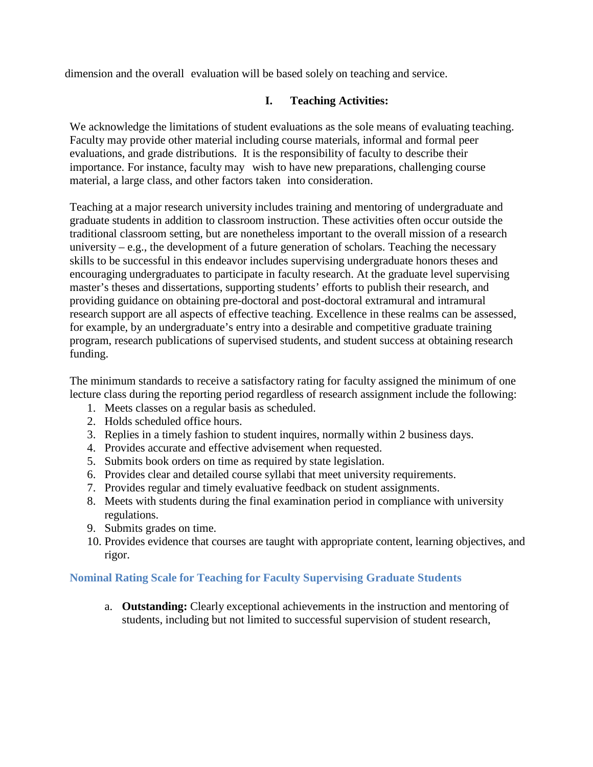dimension and the overall evaluation will be based solely on teaching and service.

## I. Teaching Activities:

We acknowledge the limitations of student evaluations as the sole means of evaluating teaching. Faculty may provide other material including course materials, informal and formal peer evaluations, and grade distributions. It is the responsibility of faculty to describe their importance. For instance, faculty may wish to have new preparations, challenging course material, a large class, and other factors taken into consideration.

Teaching at a major research university includes training and mentoring of undergraduate and graduate students in addition to classroom instruction. These activities often occur outside the traditional classroom setting, but are nonetheless important to the overall mission of a research university – e.g., the development of a future generation of scholars. Teaching the necessary skills to be successful in this endeavor includes supervising undergraduate honors theses and encouraging undergraduates to participate in faculty research. At the graduate level supervising master's theses and dissertations, supporting students' efforts to publish their research, and providing guidance on obtaining pre-doctoral and post-doctoral extramural and intramural research support are all aspects of effective teaching. Excellence in these realms can be assessed, for example, by an undergraduate's entry into a desirable and competitive graduate training program, research publications of supervised students, and student success at obtaining research funding.

The minimum standards to receive a satisfactory rating for faculty assigned the minimum of one lecture class during the reporting period regardless of research assignment include the following:

1. Meets classes on a regular basis as scheduled.
2. Holds scheduled office hours.
3. Replies in a timely fashion to student inquires, normally within 2 business days.
4. Provides accurate and effective advisement when requested.
5. Submits book orders on time as required by state legislation.
6. Provides clear and detailed course syllabi that meet university requirements.
7. Provides regular and timely evaluative feedback on student assignments.
8. Meets with students during the final examination period in compliance with university regulations.
9. Submits grades on time.
10. Provides evidence that courses are taught with appropriate content, learning objectives, and rigor.

### Nominal Rating Scale for Teaching for Faculty Supervising Graduate Students

a. **Outstanding:** Clearly exceptional achievements in the instruction and mentoring of students, including but not limited to successful supervision of student research,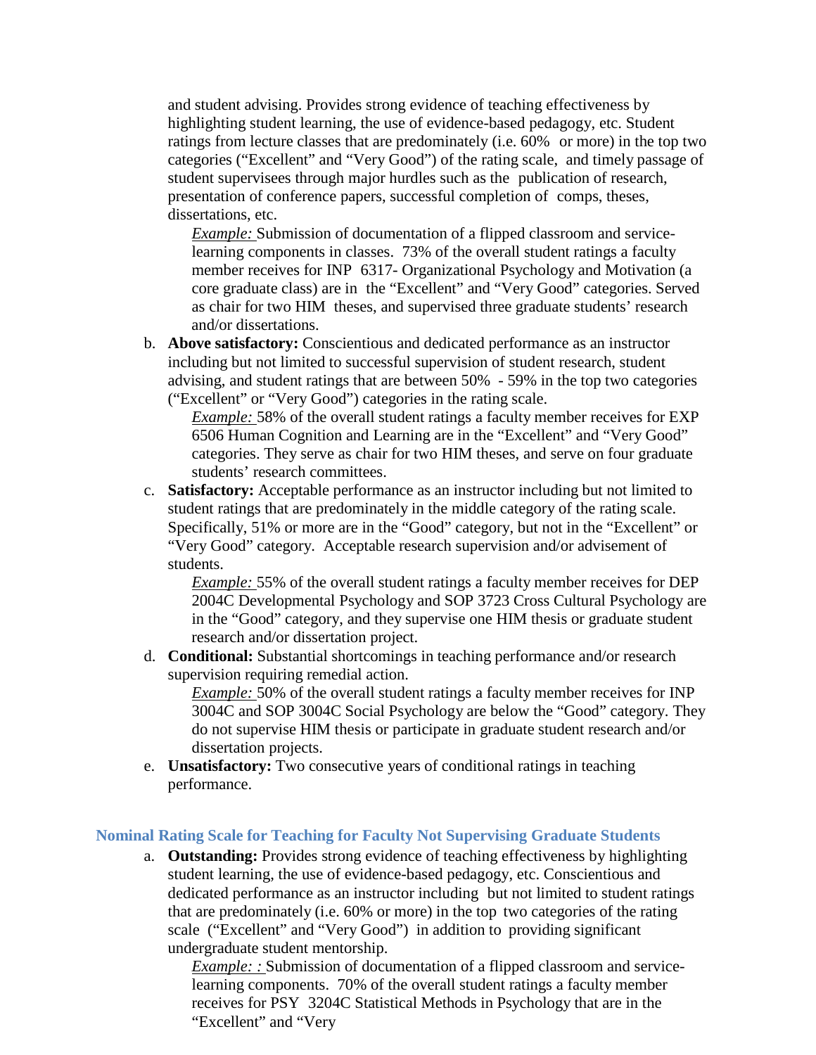and student advising. Provides strong evidence of teaching effectiveness by highlighting student learning, the use of evidence-based pedagogy, etc. Student ratings from lecture classes that are predominately (i.e. 60% or more) in the top two categories ("Excellent" and "Very Good") of the rating scale, and timely passage of student supervisees through major hurdles such as the publication of research, presentation of conference papers, successful completion of comps, theses, dissertations, etc.

   *Example:* Submission of documentation of a flipped classroom and service-learning components in classes. 73% of the overall student ratings a faculty member receives for INP 6317- Organizational Psychology and Motivation (a core graduate class) are in the "Excellent" and "Very Good" categories. Served as chair for two HIM theses, and supervised three graduate students' research and/or dissertations.

b. **Above satisfactory:** Conscientious and dedicated performance as an instructor including but not limited to successful supervision of student research, student advising, and student ratings that are between 50% - 59% in the top two categories ("Excellent" or "Very Good") categories in the rating scale.

   *Example:* 58% of the overall student ratings a faculty member receives for EXP 6506 Human Cognition and Learning are in the "Excellent" and "Very Good" categories. They serve as chair for two HIM theses, and serve on four graduate students' research committees.

c. **Satisfactory:** Acceptable performance as an instructor including but not limited to student ratings that are predominately in the middle category of the rating scale. Specifically, 51% or more are in the "Good" category, but not in the "Excellent" or "Very Good" category. Acceptable research supervision and/or advisement of students.

   *Example:* 55% of the overall student ratings a faculty member receives for DEP 2004C Developmental Psychology and SOP 3723 Cross Cultural Psychology are in the "Good" category, and they supervise one HIM thesis or graduate student research and/or dissertation project.

d. **Conditional:** Substantial shortcomings in teaching performance and/or research supervision requiring remedial action.

   *Example:* 50% of the overall student ratings a faculty member receives for INP 3004C and SOP 3004C Social Psychology are below the "Good" category. They do not supervise HIM thesis or participate in graduate student research and/or dissertation projects.

e. **Unsatisfactory:** Two consecutive years of conditional ratings in teaching performance.

### Nominal Rating Scale for Teaching for Faculty Not Supervising Graduate Students

a. **Outstanding:** Provides strong evidence of teaching effectiveness by highlighting student learning, the use of evidence-based pedagogy, etc. Conscientious and dedicated performance as an instructor including but not limited to student ratings that are predominately (i.e. 60% or more) in the top two categories of the rating scale ("Excellent" and "Very Good") in addition to providing significant undergraduate student mentorship.

   *Example: :* Submission of documentation of a flipped classroom and service-learning components. 70% of the overall student ratings a faculty member receives for PSY 3204C Statistical Methods in Psychology that are in the "Excellent" and "Very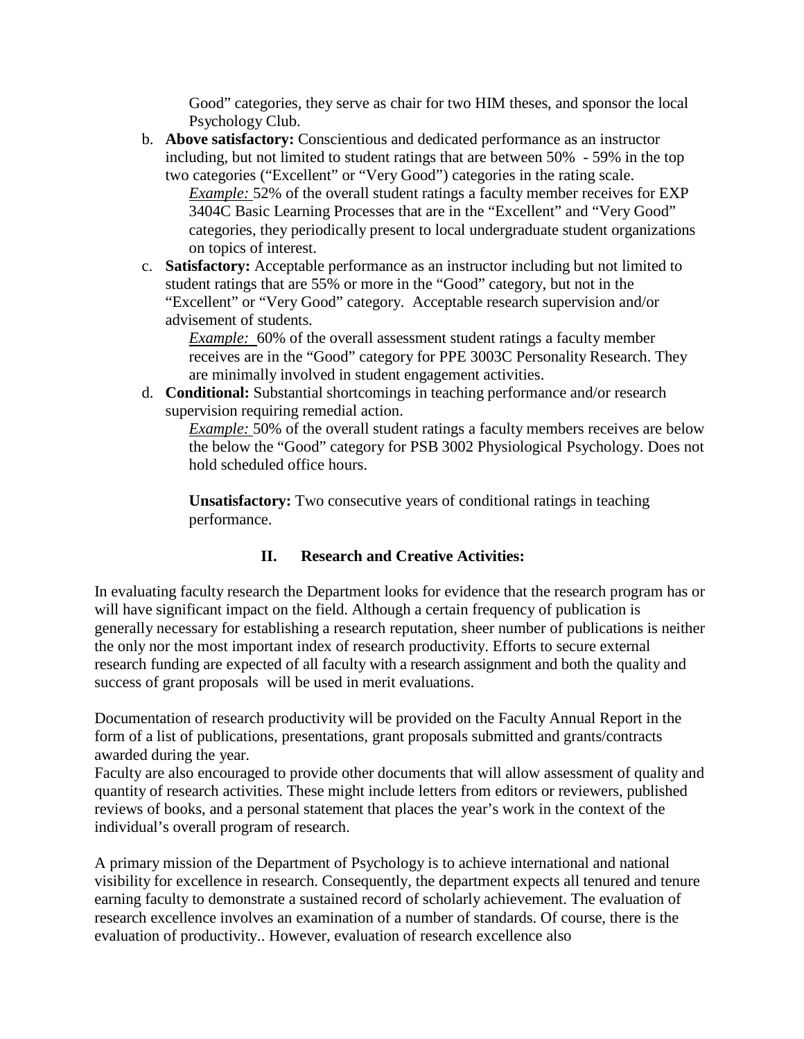Good" categories, they serve as chair for two HIM theses, and sponsor the local Psychology Club.

b. **Above satisfactory:** Conscientious and dedicated performance as an instructor including, but not limited to student ratings that are between 50% - 59% in the top two categories ("Excellent" or "Very Good") categories in the rating scale.

   *Example:* 52% of the overall student ratings a faculty member receives for EXP 3404C Basic Learning Processes that are in the "Excellent" and "Very Good" categories, they periodically present to local undergraduate student organizations on topics of interest.

c. **Satisfactory:** Acceptable performance as an instructor including but not limited to student ratings that are 55% or more in the "Good" category, but not in the "Excellent" or "Very Good" category. Acceptable research supervision and/or advisement of students.

   *Example:* 60% of the overall assessment student ratings a faculty member receives are in the "Good" category for PPE 3003C Personality Research. They are minimally involved in student engagement activities.

d. **Conditional:** Substantial shortcomings in teaching performance and/or research supervision requiring remedial action.

   *Example:* 50% of the overall student ratings a faculty members receives are below the below the "Good" category for PSB 3002 Physiological Psychology. Does not hold scheduled office hours.

   **Unsatisfactory:** Two consecutive years of conditional ratings in teaching performance.

## II. Research and Creative Activities:

In evaluating faculty research the Department looks for evidence that the research program has or will have significant impact on the field. Although a certain frequency of publication is generally necessary for establishing a research reputation, sheer number of publications is neither the only nor the most important index of research productivity. Efforts to secure external research funding are expected of all faculty with a research assignment and both the quality and success of grant proposals will be used in merit evaluations.

Documentation of research productivity will be provided on the Faculty Annual Report in the form of a list of publications, presentations, grant proposals submitted and grants/contracts awarded during the year.

Faculty are also encouraged to provide other documents that will allow assessment of quality and quantity of research activities. These might include letters from editors or reviewers, published reviews of books, and a personal statement that places the year's work in the context of the individual's overall program of research.

A primary mission of the Department of Psychology is to achieve international and national visibility for excellence in research. Consequently, the department expects all tenured and tenure earning faculty to demonstrate a sustained record of scholarly achievement. The evaluation of research excellence involves an examination of a number of standards. Of course, there is the evaluation of productivity.. However, evaluation of research excellence also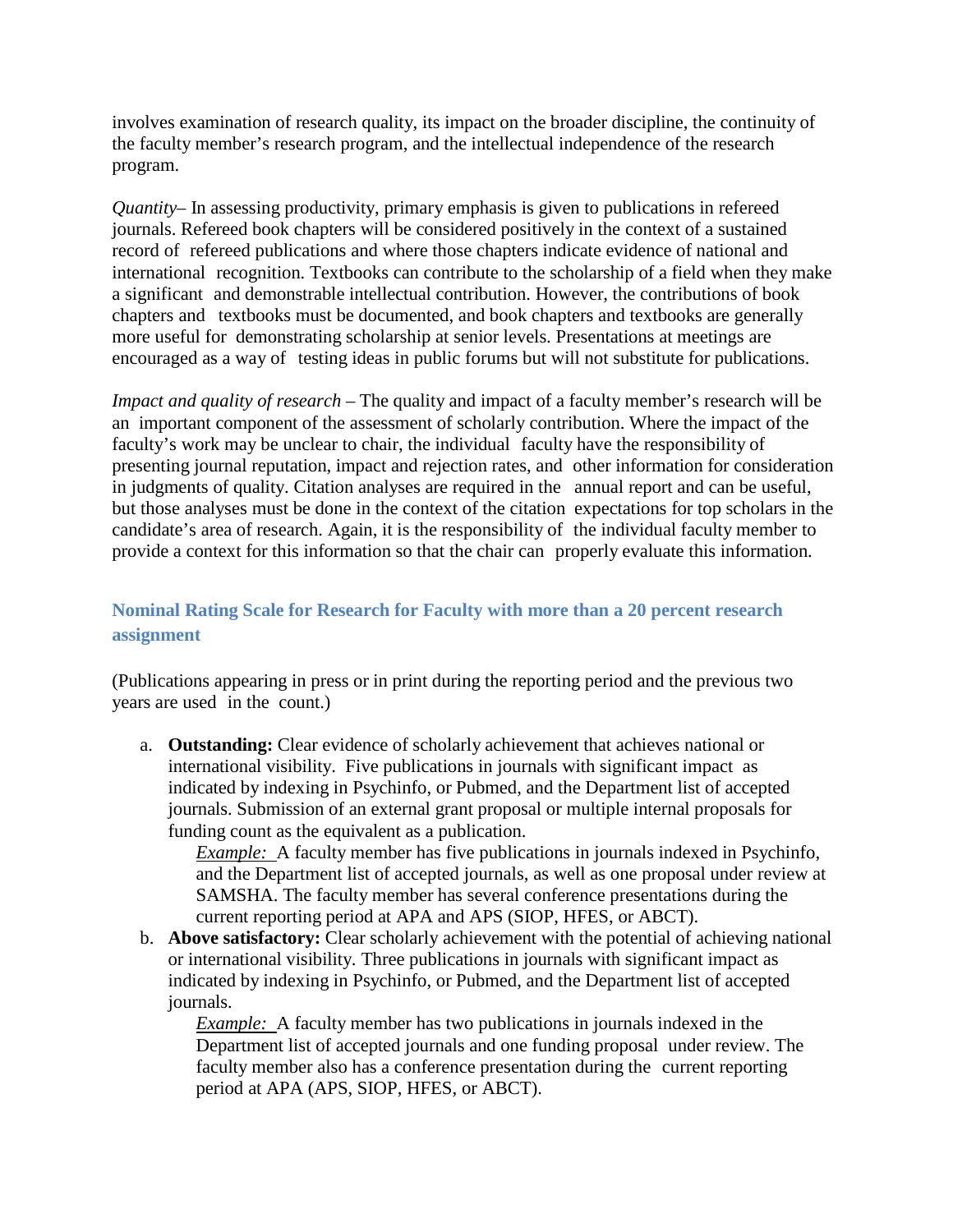involves examination of research quality, its impact on the broader discipline, the continuity of the faculty member's research program, and the intellectual independence of the research program.

*Quantity*– In assessing productivity, primary emphasis is given to publications in refereed journals. Refereed book chapters will be considered positively in the context of a sustained record of refereed publications and where those chapters indicate evidence of national and international recognition. Textbooks can contribute to the scholarship of a field when they make a significant and demonstrable intellectual contribution. However, the contributions of book chapters and textbooks must be documented, and book chapters and textbooks are generally more useful for demonstrating scholarship at senior levels. Presentations at meetings are encouraged as a way of testing ideas in public forums but will not substitute for publications.

*Impact and quality of research* – The quality and impact of a faculty member's research will be an important component of the assessment of scholarly contribution. Where the impact of the faculty's work may be unclear to chair, the individual faculty have the responsibility of presenting journal reputation, impact and rejection rates, and other information for consideration in judgments of quality. Citation analyses are required in the annual report and can be useful, but those analyses must be done in the context of the citation expectations for top scholars in the candidate's area of research. Again, it is the responsibility of the individual faculty member to provide a context for this information so that the chair can properly evaluate this information.

### Nominal Rating Scale for Research for Faculty with more than a 20 percent research assignment

(Publications appearing in press or in print during the reporting period and the previous two years are used in the count.)

a. **Outstanding:** Clear evidence of scholarly achievement that achieves national or international visibility. Five publications in journals with significant impact as indicated by indexing in Psychinfo, or Pubmed, and the Department list of accepted journals. Submission of an external grant proposal or multiple internal proposals for funding count as the equivalent as a publication.

   *Example:* A faculty member has five publications in journals indexed in Psychinfo, and the Department list of accepted journals, as well as one proposal under review at SAMSHA. The faculty member has several conference presentations during the current reporting period at APA and APS (SIOP, HFES, or ABCT).

b. **Above satisfactory:** Clear scholarly achievement with the potential of achieving national or international visibility. Three publications in journals with significant impact as indicated by indexing in Psychinfo, or Pubmed, and the Department list of accepted journals.

   *Example:* A faculty member has two publications in journals indexed in the Department list of accepted journals and one funding proposal under review. The faculty member also has a conference presentation during the current reporting period at APA (APS, SIOP, HFES, or ABCT).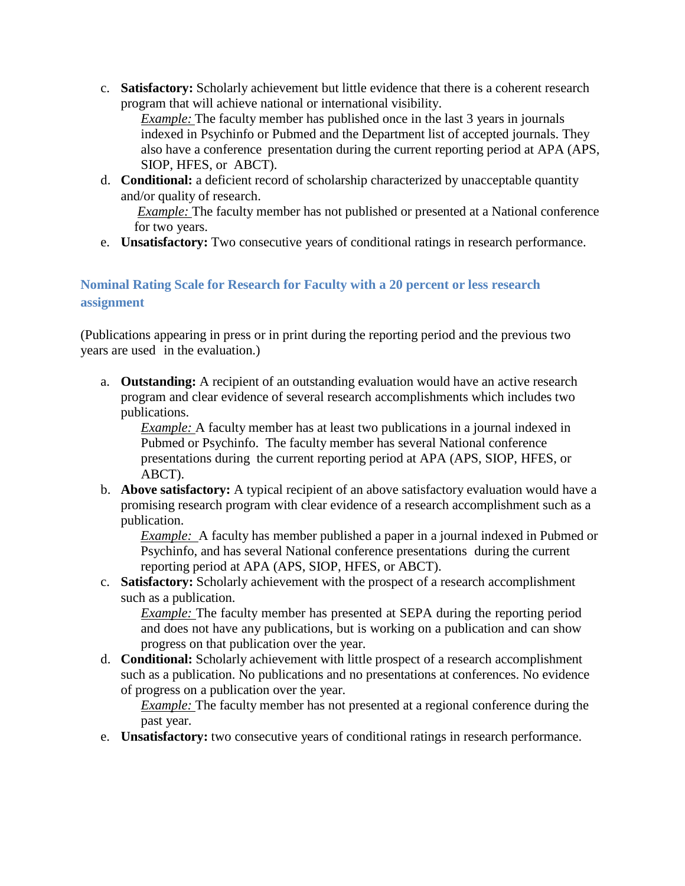c. **Satisfactory:** Scholarly achievement but little evidence that there is a coherent research program that will achieve national or international visibility.

   *Example:* The faculty member has published once in the last 3 years in journals indexed in Psychinfo or Pubmed and the Department list of accepted journals. They also have a conference presentation during the current reporting period at APA (APS, SIOP, HFES, or ABCT).

d. **Conditional:** a deficient record of scholarship characterized by unacceptable quantity and/or quality of research.

   *Example:* The faculty member has not published or presented at a National conference for two years.

e. **Unsatisfactory:** Two consecutive years of conditional ratings in research performance.

### Nominal Rating Scale for Research for Faculty with a 20 percent or less research assignment

(Publications appearing in press or in print during the reporting period and the previous two years are used in the evaluation.)

a. **Outstanding:** A recipient of an outstanding evaluation would have an active research program and clear evidence of several research accomplishments which includes two publications.

   *Example:* A faculty member has at least two publications in a journal indexed in Pubmed or Psychinfo. The faculty member has several National conference presentations during the current reporting period at APA (APS, SIOP, HFES, or ABCT).

b. **Above satisfactory:** A typical recipient of an above satisfactory evaluation would have a promising research program with clear evidence of a research accomplishment such as a publication.

   *Example:* A faculty has member published a paper in a journal indexed in Pubmed or Psychinfo, and has several National conference presentations during the current reporting period at APA (APS, SIOP, HFES, or ABCT).

c. **Satisfactory:** Scholarly achievement with the prospect of a research accomplishment such as a publication.

   *Example:* The faculty member has presented at SEPA during the reporting period and does not have any publications, but is working on a publication and can show progress on that publication over the year.

d. **Conditional:** Scholarly achievement with little prospect of a research accomplishment such as a publication. No publications and no presentations at conferences. No evidence of progress on a publication over the year.

   *Example:* The faculty member has not presented at a regional conference during the past year.

e. **Unsatisfactory:** two consecutive years of conditional ratings in research performance.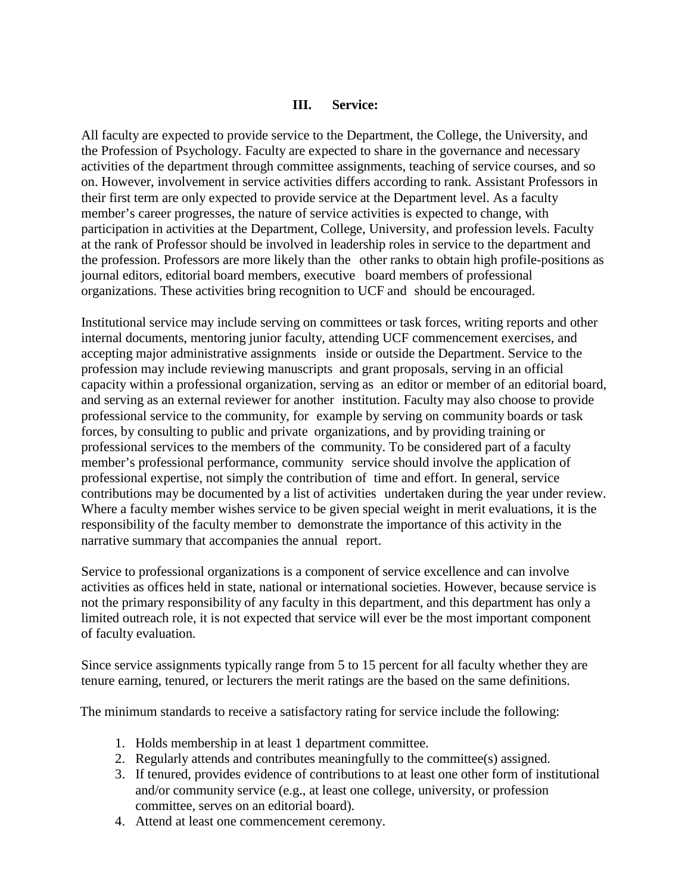## III. Service:

All faculty are expected to provide service to the Department, the College, the University, and the Profession of Psychology. Faculty are expected to share in the governance and necessary activities of the department through committee assignments, teaching of service courses, and so on. However, involvement in service activities differs according to rank. Assistant Professors in their first term are only expected to provide service at the Department level. As a faculty member's career progresses, the nature of service activities is expected to change, with participation in activities at the Department, College, University, and profession levels. Faculty at the rank of Professor should be involved in leadership roles in service to the department and the profession. Professors are more likely than the other ranks to obtain high profile-positions as journal editors, editorial board members, executive board members of professional organizations. These activities bring recognition to UCF and should be encouraged.

Institutional service may include serving on committees or task forces, writing reports and other internal documents, mentoring junior faculty, attending UCF commencement exercises, and accepting major administrative assignments inside or outside the Department. Service to the profession may include reviewing manuscripts and grant proposals, serving in an official capacity within a professional organization, serving as an editor or member of an editorial board, and serving as an external reviewer for another institution. Faculty may also choose to provide professional service to the community, for example by serving on community boards or task forces, by consulting to public and private organizations, and by providing training or professional services to the members of the community. To be considered part of a faculty member's professional performance, community service should involve the application of professional expertise, not simply the contribution of time and effort. In general, service contributions may be documented by a list of activities undertaken during the year under review. Where a faculty member wishes service to be given special weight in merit evaluations, it is the responsibility of the faculty member to demonstrate the importance of this activity in the narrative summary that accompanies the annual report.

Service to professional organizations is a component of service excellence and can involve activities as offices held in state, national or international societies. However, because service is not the primary responsibility of any faculty in this department, and this department has only a limited outreach role, it is not expected that service will ever be the most important component of faculty evaluation.

Since service assignments typically range from 5 to 15 percent for all faculty whether they are tenure earning, tenured, or lecturers the merit ratings are the based on the same definitions.

The minimum standards to receive a satisfactory rating for service include the following:

1. Holds membership in at least 1 department committee.
2. Regularly attends and contributes meaningfully to the committee(s) assigned.
3. If tenured, provides evidence of contributions to at least one other form of institutional and/or community service (e.g., at least one college, university, or profession committee, serves on an editorial board).
4. Attend at least one commencement ceremony.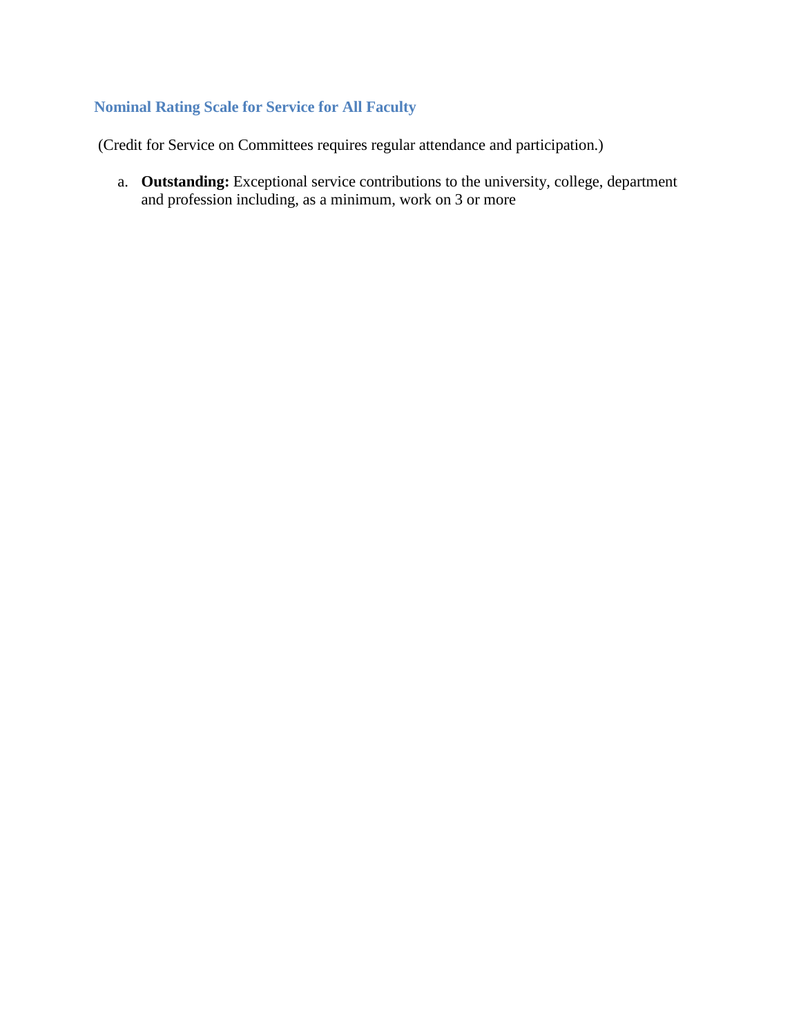### Nominal Rating Scale for Service for All Faculty

(Credit for Service on Committees requires regular attendance and participation.)

a. **Outstanding:** Exceptional service contributions to the university, college, department and profession including, as a minimum, work on 3 or more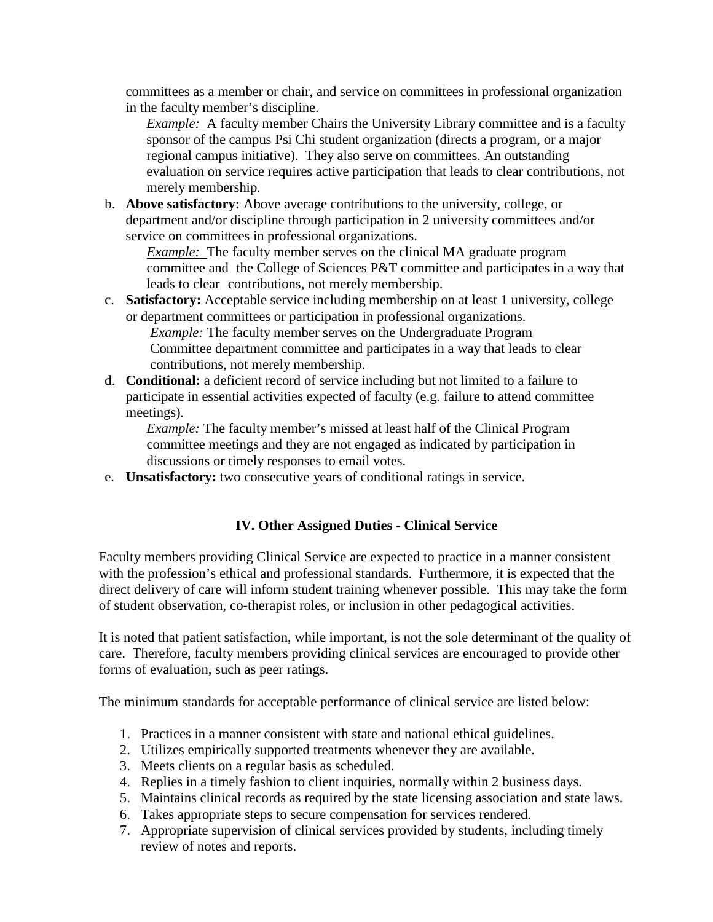committees as a member or chair, and service on committees in professional organization in the faculty member's discipline.

*Example:* A faculty member Chairs the University Library committee and is a faculty sponsor of the campus Psi Chi student organization (directs a program, or a major regional campus initiative). They also serve on committees. An outstanding evaluation on service requires active participation that leads to clear contributions, not merely membership.

b. **Above satisfactory:** Above average contributions to the university, college, or department and/or discipline through participation in 2 university committees and/or service on committees in professional organizations.

   *Example:* The faculty member serves on the clinical MA graduate program committee and the College of Sciences P&T committee and participates in a way that leads to clear contributions, not merely membership.

c. **Satisfactory:** Acceptable service including membership on at least 1 university, college or department committees or participation in professional organizations.

   *Example:* The faculty member serves on the Undergraduate Program Committee department committee and participates in a way that leads to clear contributions, not merely membership.

d. **Conditional:** a deficient record of service including but not limited to a failure to participate in essential activities expected of faculty (e.g. failure to attend committee meetings).

   *Example:* The faculty member's missed at least half of the Clinical Program committee meetings and they are not engaged as indicated by participation in discussions or timely responses to email votes.

e. **Unsatisfactory:** two consecutive years of conditional ratings in service.

## IV. Other Assigned Duties - Clinical Service

Faculty members providing Clinical Service are expected to practice in a manner consistent with the profession's ethical and professional standards. Furthermore, it is expected that the direct delivery of care will inform student training whenever possible. This may take the form of student observation, co-therapist roles, or inclusion in other pedagogical activities.

It is noted that patient satisfaction, while important, is not the sole determinant of the quality of care. Therefore, faculty members providing clinical services are encouraged to provide other forms of evaluation, such as peer ratings.

The minimum standards for acceptable performance of clinical service are listed below:

1. Practices in a manner consistent with state and national ethical guidelines.
2. Utilizes empirically supported treatments whenever they are available.
3. Meets clients on a regular basis as scheduled.
4. Replies in a timely fashion to client inquiries, normally within 2 business days.
5. Maintains clinical records as required by the state licensing association and state laws.
6. Takes appropriate steps to secure compensation for services rendered.
7. Appropriate supervision of clinical services provided by students, including timely review of notes and reports.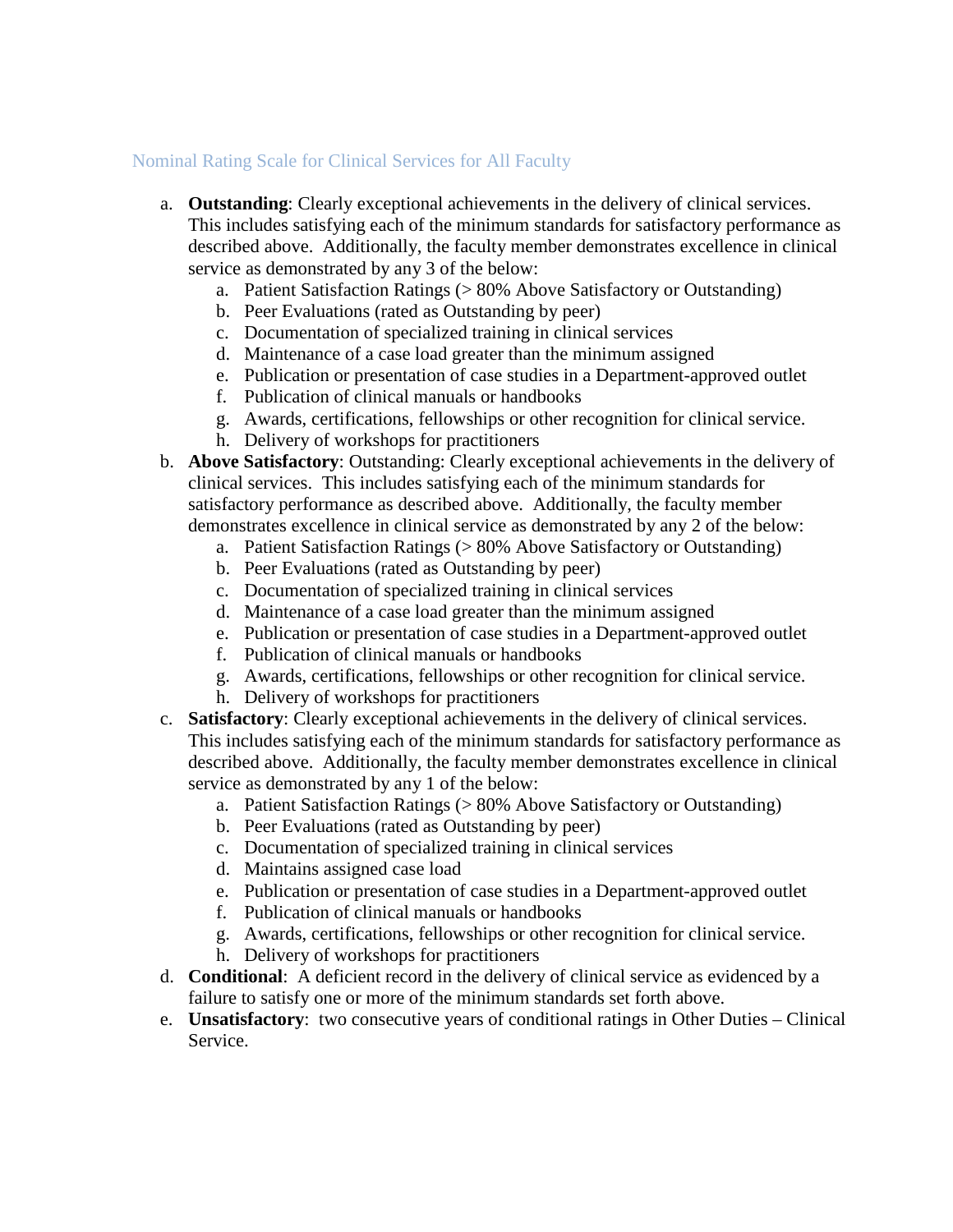## Nominal Rating Scale for Clinical Services for All Faculty

a. **Outstanding**: Clearly exceptional achievements in the delivery of clinical services. This includes satisfying each of the minimum standards for satisfactory performance as described above. Additionally, the faculty member demonstrates excellence in clinical service as demonstrated by any 3 of the below:
    a. Patient Satisfaction Ratings (> 80% Above Satisfactory or Outstanding)
    b. Peer Evaluations (rated as Outstanding by peer)
    c. Documentation of specialized training in clinical services
    d. Maintenance of a case load greater than the minimum assigned
    e. Publication or presentation of case studies in a Department-approved outlet
    f. Publication of clinical manuals or handbooks
    g. Awards, certifications, fellowships or other recognition for clinical service.
    h. Delivery of workshops for practitioners
b. **Above Satisfactory**: Outstanding: Clearly exceptional achievements in the delivery of clinical services. This includes satisfying each of the minimum standards for satisfactory performance as described above. Additionally, the faculty member demonstrates excellence in clinical service as demonstrated by any 2 of the below:
    a. Patient Satisfaction Ratings (> 80% Above Satisfactory or Outstanding)
    b. Peer Evaluations (rated as Outstanding by peer)
    c. Documentation of specialized training in clinical services
    d. Maintenance of a case load greater than the minimum assigned
    e. Publication or presentation of case studies in a Department-approved outlet
    f. Publication of clinical manuals or handbooks
    g. Awards, certifications, fellowships or other recognition for clinical service.
    h. Delivery of workshops for practitioners
c. **Satisfactory**: Clearly exceptional achievements in the delivery of clinical services. This includes satisfying each of the minimum standards for satisfactory performance as described above. Additionally, the faculty member demonstrates excellence in clinical service as demonstrated by any 1 of the below:
    a. Patient Satisfaction Ratings (> 80% Above Satisfactory or Outstanding)
    b. Peer Evaluations (rated as Outstanding by peer)
    c. Documentation of specialized training in clinical services
    d. Maintains assigned case load
    e. Publication or presentation of case studies in a Department-approved outlet
    f. Publication of clinical manuals or handbooks
    g. Awards, certifications, fellowships or other recognition for clinical service.
    h. Delivery of workshops for practitioners
d. **Conditional**: A deficient record in the delivery of clinical service as evidenced by a failure to satisfy one or more of the minimum standards set forth above.
e. **Unsatisfactory**: two consecutive years of conditional ratings in Other Duties – Clinical Service.